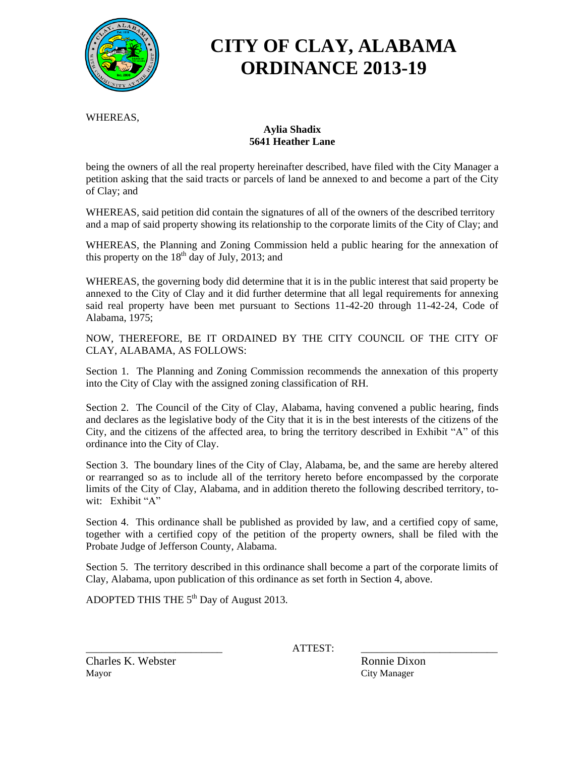# CITY OF CLAY, ALABAMA
# ORDINANCE 2013-19

WHEREAS,

**Aylia Shadix**
**5641 Heather Lane**

being the owners of all the real property hereinafter described, have filed with the City Manager a petition asking that the said tracts or parcels of land be annexed to and become a part of the City of Clay; and

WHEREAS, said petition did contain the signatures of all of the owners of the described territory and a map of said property showing its relationship to the corporate limits of the City of Clay; and

WHEREAS, the Planning and Zoning Commission held a public hearing for the annexation of this property on the 18th day of July, 2013; and

WHEREAS, the governing body did determine that it is in the public interest that said property be annexed to the City of Clay and it did further determine that all legal requirements for annexing said real property have been met pursuant to Sections 11-42-20 through 11-42-24, Code of Alabama, 1975;

NOW, THEREFORE, BE IT ORDAINED BY THE CITY COUNCIL OF THE CITY OF CLAY, ALABAMA, AS FOLLOWS:

Section 1. The Planning and Zoning Commission recommends the annexation of this property into the City of Clay with the assigned zoning classification of RH.

Section 2. The Council of the City of Clay, Alabama, having convened a public hearing, finds and declares as the legislative body of the City that it is in the best interests of the citizens of the City, and the citizens of the affected area, to bring the territory described in Exhibit "A" of this ordinance into the City of Clay.

Section 3. The boundary lines of the City of Clay, Alabama, be, and the same are hereby altered or rearranged so as to include all of the territory hereto before encompassed by the corporate limits of the City of Clay, Alabama, and in addition thereto the following described territory, to-wit: Exhibit "A"

Section 4. This ordinance shall be published as provided by law, and a certified copy of same, together with a certified copy of the petition of the property owners, shall be filed with the Probate Judge of Jefferson County, Alabama.

Section 5. The territory described in this ordinance shall become a part of the corporate limits of Clay, Alabama, upon publication of this ordinance as set forth in Section 4, above.

ADOPTED THIS THE 5th Day of August 2013.

\_\_\_\_\_\_\_\_\_\_\_\_\_\_\_\_\_\_\_\_\_\_\_\_\_\_ ATTEST: \_\_\_\_\_\_\_\_\_\_\_\_\_\_\_\_\_\_\_\_\_\_\_\_\_\_

Charles K. Webster
Mayor

Ronnie Dixon
City Manager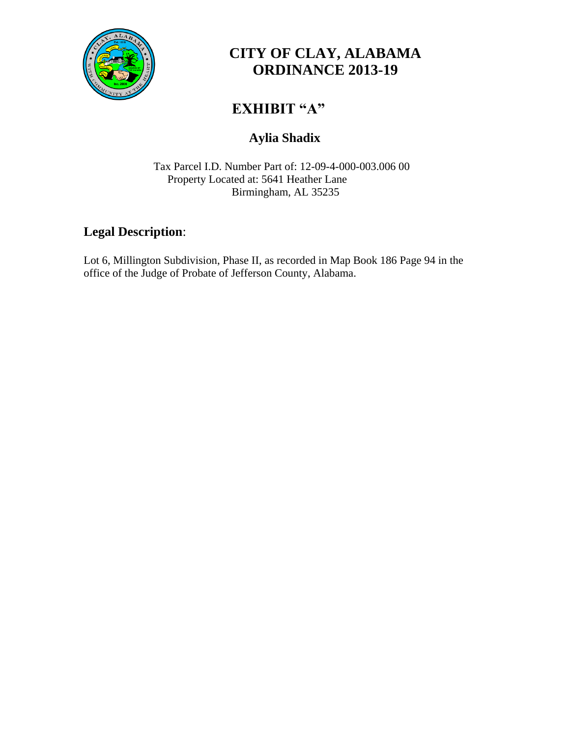# CITY OF CLAY, ALABAMA
# ORDINANCE 2013-19

## EXHIBIT "A"

### Aylia Shadix

Tax Parcel I.D. Number Part of: 12-09-4-000-003.006 00
Property Located at: 5641 Heather Lane
Birmingham, AL 35235

## Legal Description:

Lot 6, Millington Subdivision, Phase II, as recorded in Map Book 186 Page 94 in the office of the Judge of Probate of Jefferson County, Alabama.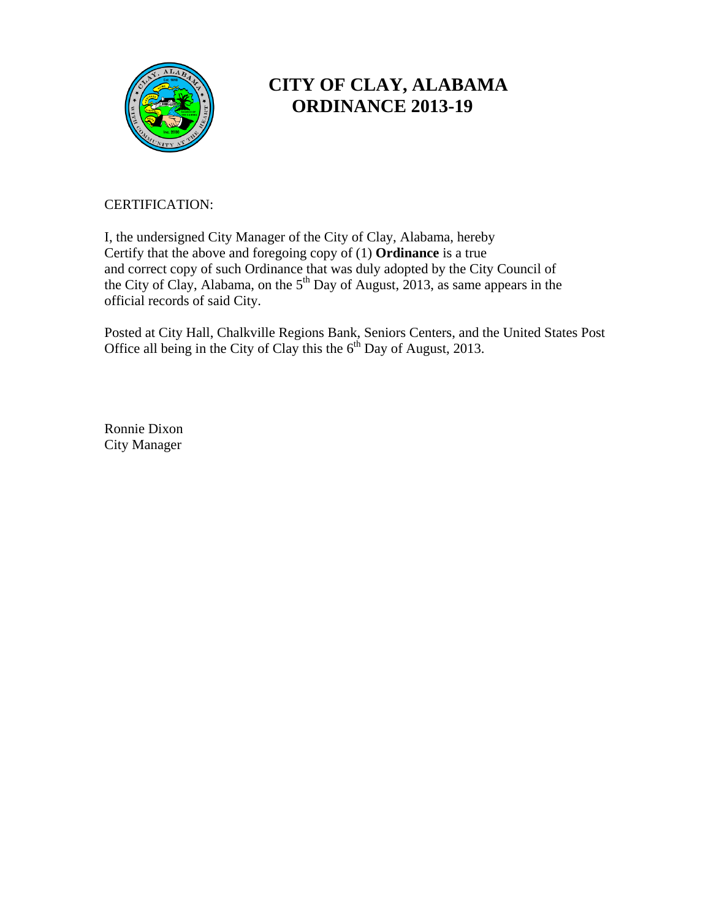# CITY OF CLAY, ALABAMA
# ORDINANCE 2013-19

CERTIFICATION:

I, the undersigned City Manager of the City of Clay, Alabama, hereby Certify that the above and foregoing copy of (1) **Ordinance** is a true and correct copy of such Ordinance that was duly adopted by the City Council of the City of Clay, Alabama, on the 5th Day of August, 2013, as same appears in the official records of said City.

Posted at City Hall, Chalkville Regions Bank, Seniors Centers, and the United States Post Office all being in the City of Clay this the 6th Day of August, 2013.

Ronnie Dixon
City Manager